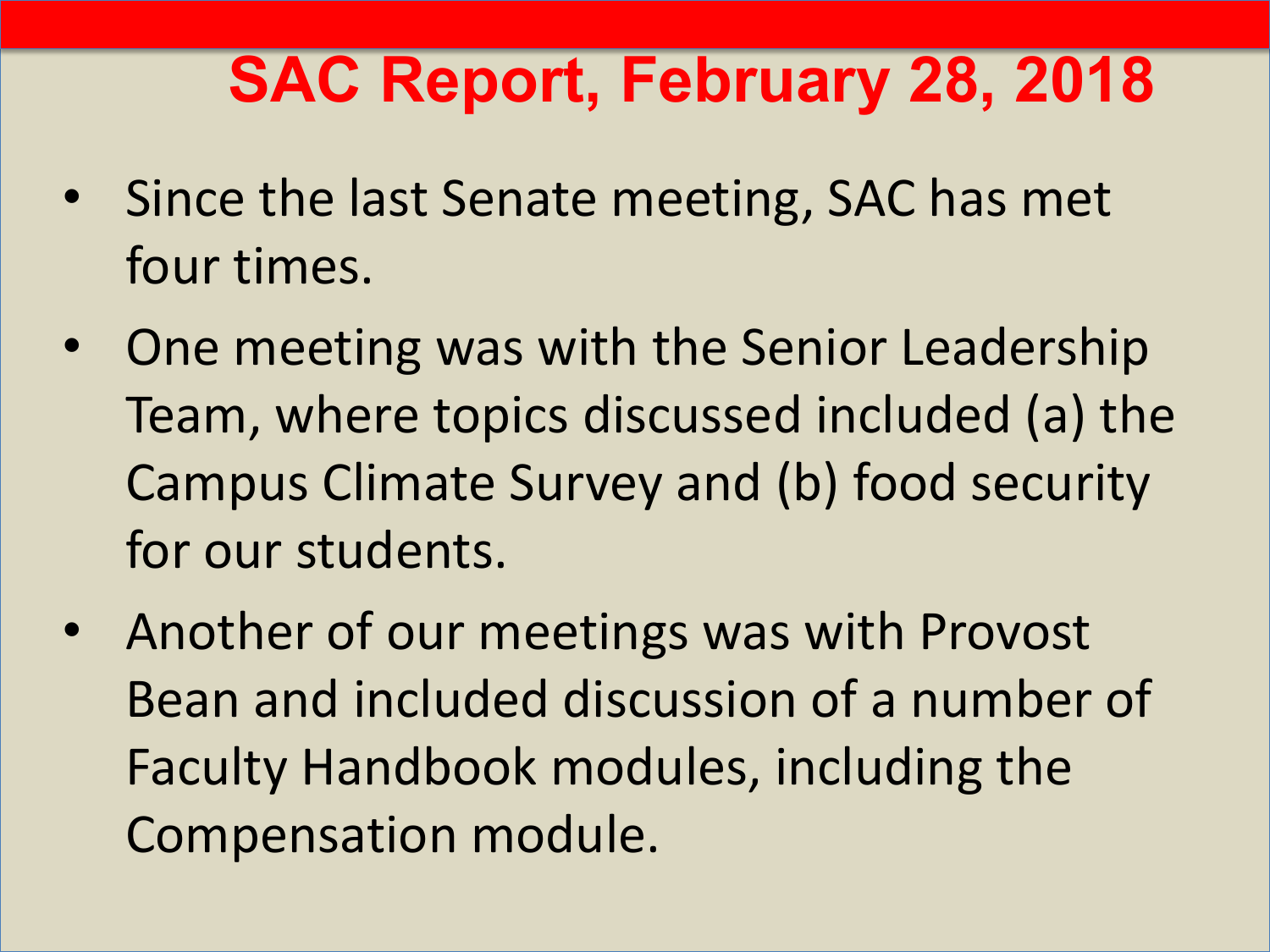# SAC Report, February 28, 2018

- Since the last Senate meeting, SAC has met four times.
- One meeting was with the Senior Leadership Team, where topics discussed included (a) the Campus Climate Survey and (b) food security for our students.
- Another of our meetings was with Provost Bean and included discussion of a number of Faculty Handbook modules, including the Compensation module.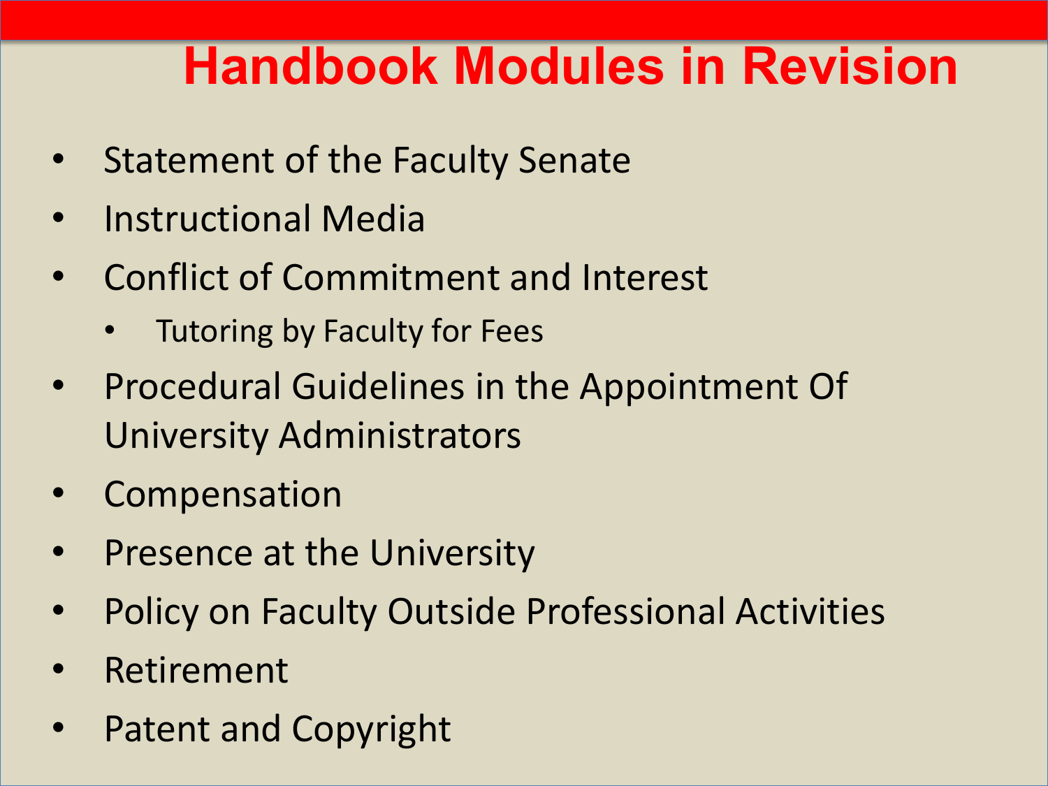# Handbook Modules in Revision

- Statement of the Faculty Senate
- Instructional Media
- Conflict of Commitment and Interest
  - Tutoring by Faculty for Fees
- Procedural Guidelines in the Appointment Of University Administrators
- Compensation
- Presence at the University
- Policy on Faculty Outside Professional Activities
- Retirement
- Patent and Copyright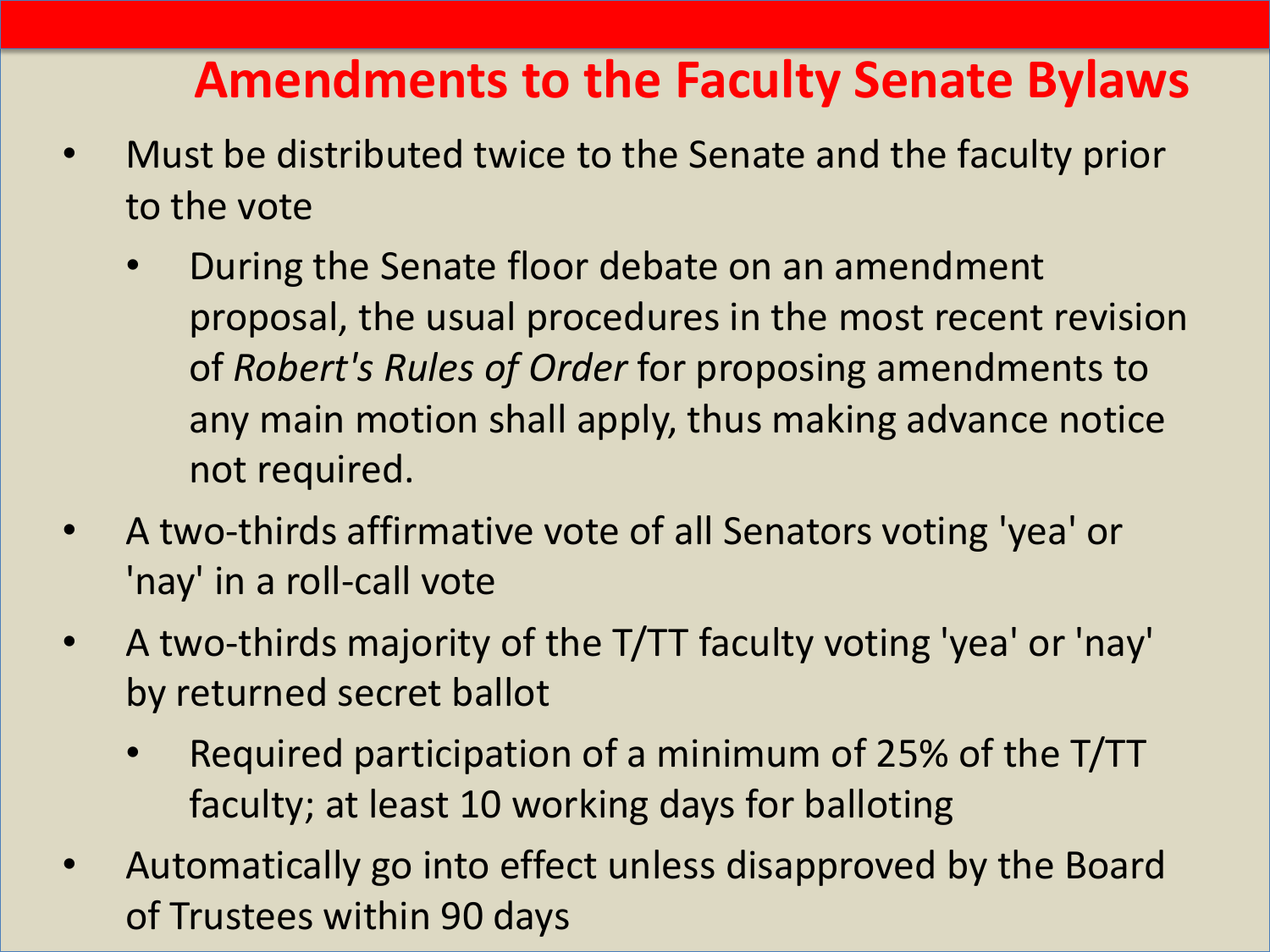# Amendments to the Faculty Senate Bylaws

- Must be distributed twice to the Senate and the faculty prior to the vote
  - During the Senate floor debate on an amendment proposal, the usual procedures in the most recent revision of *Robert's Rules of Order* for proposing amendments to any main motion shall apply, thus making advance notice not required.
- A two-thirds affirmative vote of all Senators voting 'yea' or 'nay' in a roll-call vote
- A two-thirds majority of the T/TT faculty voting 'yea' or 'nay' by returned secret ballot
  - Required participation of a minimum of 25% of the T/TT faculty; at least 10 working days for balloting
- Automatically go into effect unless disapproved by the Board of Trustees within 90 days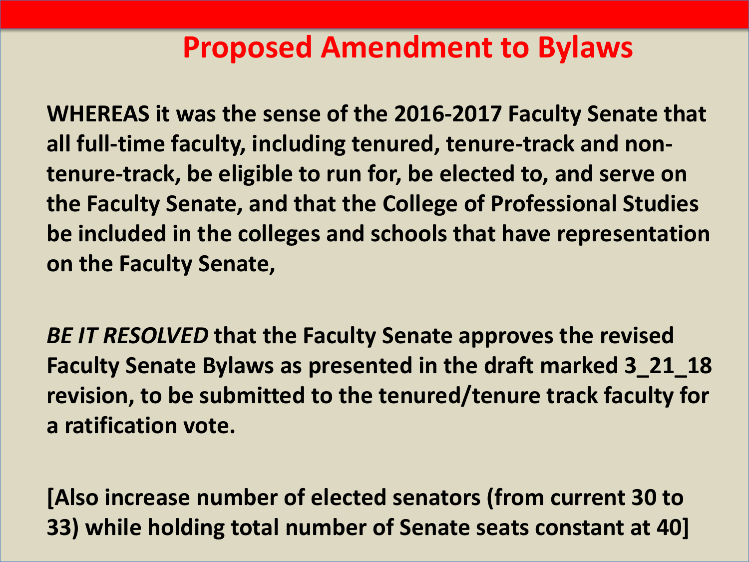# Proposed Amendment to Bylaws

**WHEREAS it was the sense of the 2016-2017 Faculty Senate that all full-time faculty, including tenured, tenure-track and non-tenure-track, be eligible to run for, be elected to, and serve on the Faculty Senate, and that the College of Professional Studies be included in the colleges and schools that have representation on the Faculty Senate,**

***BE IT RESOLVED* that the Faculty Senate approves the revised Faculty Senate Bylaws as presented in the draft marked 3_21_18 revision, to be submitted to the tenured/tenure track faculty for a ratification vote.**

**[Also increase number of elected senators (from current 30 to 33) while holding total number of Senate seats constant at 40]**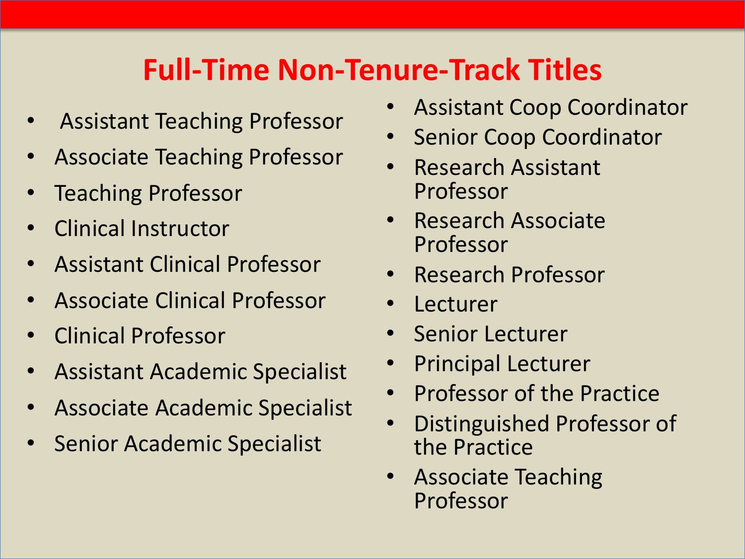# Full-Time Non-Tenure-Track Titles

- Assistant Teaching Professor
- Associate Teaching Professor
- Teaching Professor
- Clinical Instructor
- Assistant Clinical Professor
- Associate Clinical Professor
- Clinical Professor
- Assistant Academic Specialist
- Associate Academic Specialist
- Senior Academic Specialist
- Assistant Coop Coordinator
- Senior Coop Coordinator
- Research Assistant Professor
- Research Associate Professor
- Research Professor
- Lecturer
- Senior Lecturer
- Principal Lecturer
- Professor of the Practice
- Distinguished Professor of the Practice
- Associate Teaching Professor